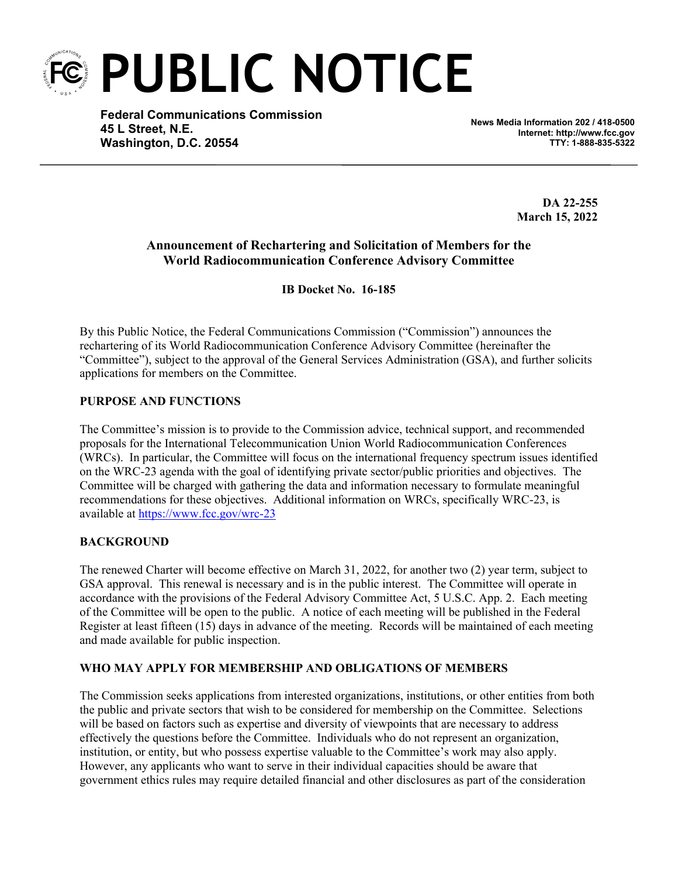# PUBLIC NOTICE

**Federal Communications Commission**
**45 L Street, N.E.**
**Washington, D.C. 20554**

**News Media Information 202 / 418-0500**
**Internet: http://www.fcc.gov**
**TTY: 1-888-835-5322**

**DA 22-255**
**March 15, 2022**

## Announcement of Rechartering and Solicitation of Members for the World Radiocommunication Conference Advisory Committee

**IB Docket No. 16-185**

By this Public Notice, the Federal Communications Commission ("Commission") announces the rechartering of its World Radiocommunication Conference Advisory Committee (hereinafter the "Committee"), subject to the approval of the General Services Administration (GSA), and further solicits applications for members on the Committee.

### PURPOSE AND FUNCTIONS

The Committee's mission is to provide to the Commission advice, technical support, and recommended proposals for the International Telecommunication Union World Radiocommunication Conferences (WRCs). In particular, the Committee will focus on the international frequency spectrum issues identified on the WRC-23 agenda with the goal of identifying private sector/public priorities and objectives. The Committee will be charged with gathering the data and information necessary to formulate meaningful recommendations for these objectives. Additional information on WRCs, specifically WRC-23, is available at [https://www.fcc.gov/wrc-23](https://www.fcc.gov/wrc-23)

### BACKGROUND

The renewed Charter will become effective on March 31, 2022, for another two (2) year term, subject to GSA approval. This renewal is necessary and is in the public interest. The Committee will operate in accordance with the provisions of the Federal Advisory Committee Act, 5 U.S.C. App. 2. Each meeting of the Committee will be open to the public. A notice of each meeting will be published in the Federal Register at least fifteen (15) days in advance of the meeting. Records will be maintained of each meeting and made available for public inspection.

### WHO MAY APPLY FOR MEMBERSHIP AND OBLIGATIONS OF MEMBERS

The Commission seeks applications from interested organizations, institutions, or other entities from both the public and private sectors that wish to be considered for membership on the Committee. Selections will be based on factors such as expertise and diversity of viewpoints that are necessary to address effectively the questions before the Committee. Individuals who do not represent an organization, institution, or entity, but who possess expertise valuable to the Committee's work may also apply. However, any applicants who want to serve in their individual capacities should be aware that government ethics rules may require detailed financial and other disclosures as part of the consideration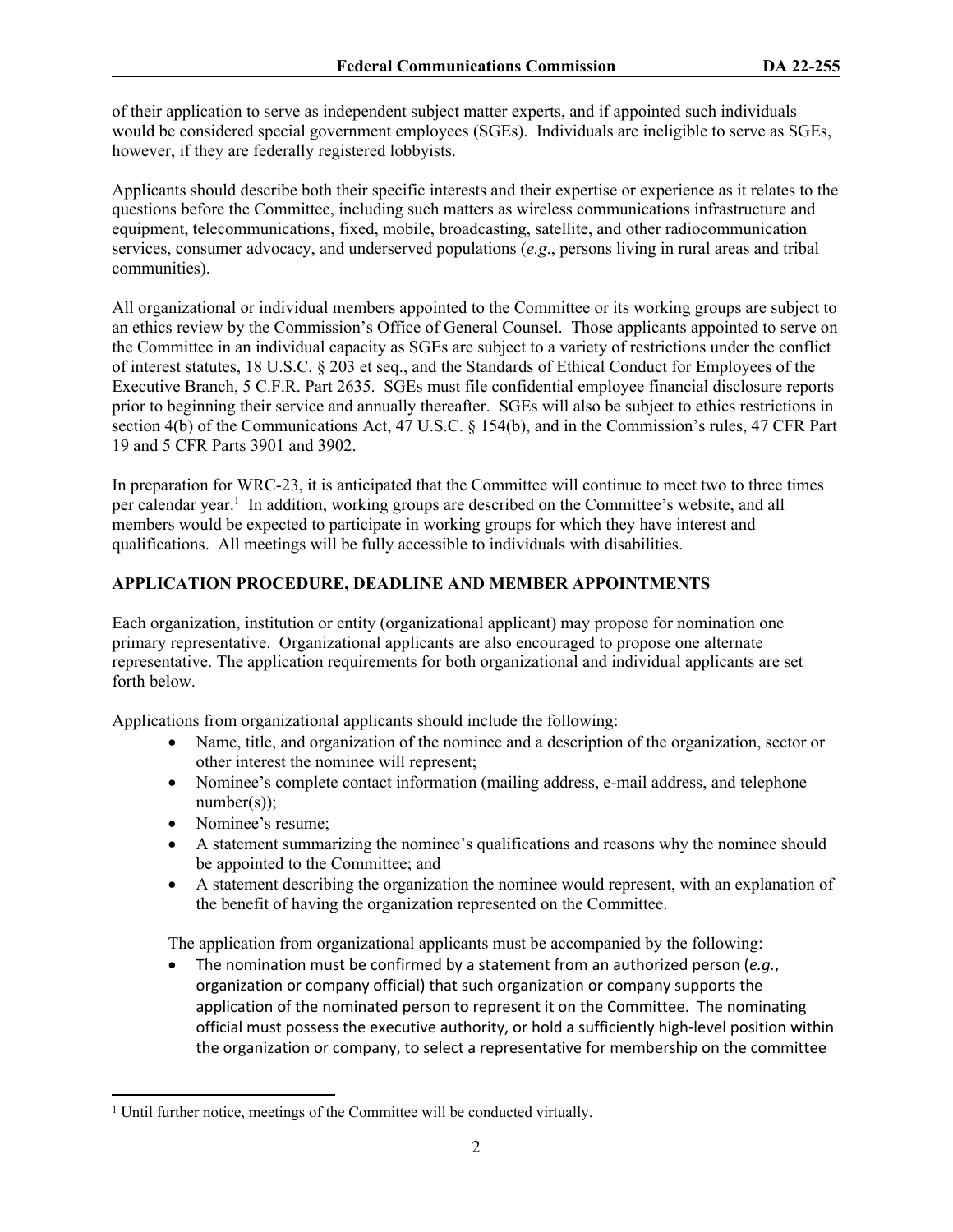of their application to serve as independent subject matter experts, and if appointed such individuals would be considered special government employees (SGEs). Individuals are ineligible to serve as SGEs, however, if they are federally registered lobbyists.

Applicants should describe both their specific interests and their expertise or experience as it relates to the questions before the Committee, including such matters as wireless communications infrastructure and equipment, telecommunications, fixed, mobile, broadcasting, satellite, and other radiocommunication services, consumer advocacy, and underserved populations (*e.g*., persons living in rural areas and tribal communities).

All organizational or individual members appointed to the Committee or its working groups are subject to an ethics review by the Commission's Office of General Counsel. Those applicants appointed to serve on the Committee in an individual capacity as SGEs are subject to a variety of restrictions under the conflict of interest statutes, 18 U.S.C. § 203 et seq., and the Standards of Ethical Conduct for Employees of the Executive Branch, 5 C.F.R. Part 2635. SGEs must file confidential employee financial disclosure reports prior to beginning their service and annually thereafter. SGEs will also be subject to ethics restrictions in section 4(b) of the Communications Act, 47 U.S.C. § 154(b), and in the Commission's rules, 47 CFR Part 19 and 5 CFR Parts 3901 and 3902.

In preparation for WRC-23, it is anticipated that the Committee will continue to meet two to three times per calendar year.[1] In addition, working groups are described on the Committee's website, and all members would be expected to participate in working groups for which they have interest and qualifications. All meetings will be fully accessible to individuals with disabilities.

**APPLICATION PROCEDURE, DEADLINE AND MEMBER APPOINTMENTS**

Each organization, institution or entity (organizational applicant) may propose for nomination one primary representative. Organizational applicants are also encouraged to propose one alternate representative. The application requirements for both organizational and individual applicants are set forth below.

Applications from organizational applicants should include the following:

- Name, title, and organization of the nominee and a description of the organization, sector or other interest the nominee will represent;
- Nominee's complete contact information (mailing address, e-mail address, and telephone number(s));
- Nominee's resume;
- A statement summarizing the nominee's qualifications and reasons why the nominee should be appointed to the Committee; and
- A statement describing the organization the nominee would represent, with an explanation of the benefit of having the organization represented on the Committee.

The application from organizational applicants must be accompanied by the following:

- The nomination must be confirmed by a statement from an authorized person (*e.g.*, organization or company official) that such organization or company supports the application of the nominated person to represent it on the Committee. The nominating official must possess the executive authority, or hold a sufficiently high-level position within the organization or company, to select a representative for membership on the committee

[1] Until further notice, meetings of the Committee will be conducted virtually.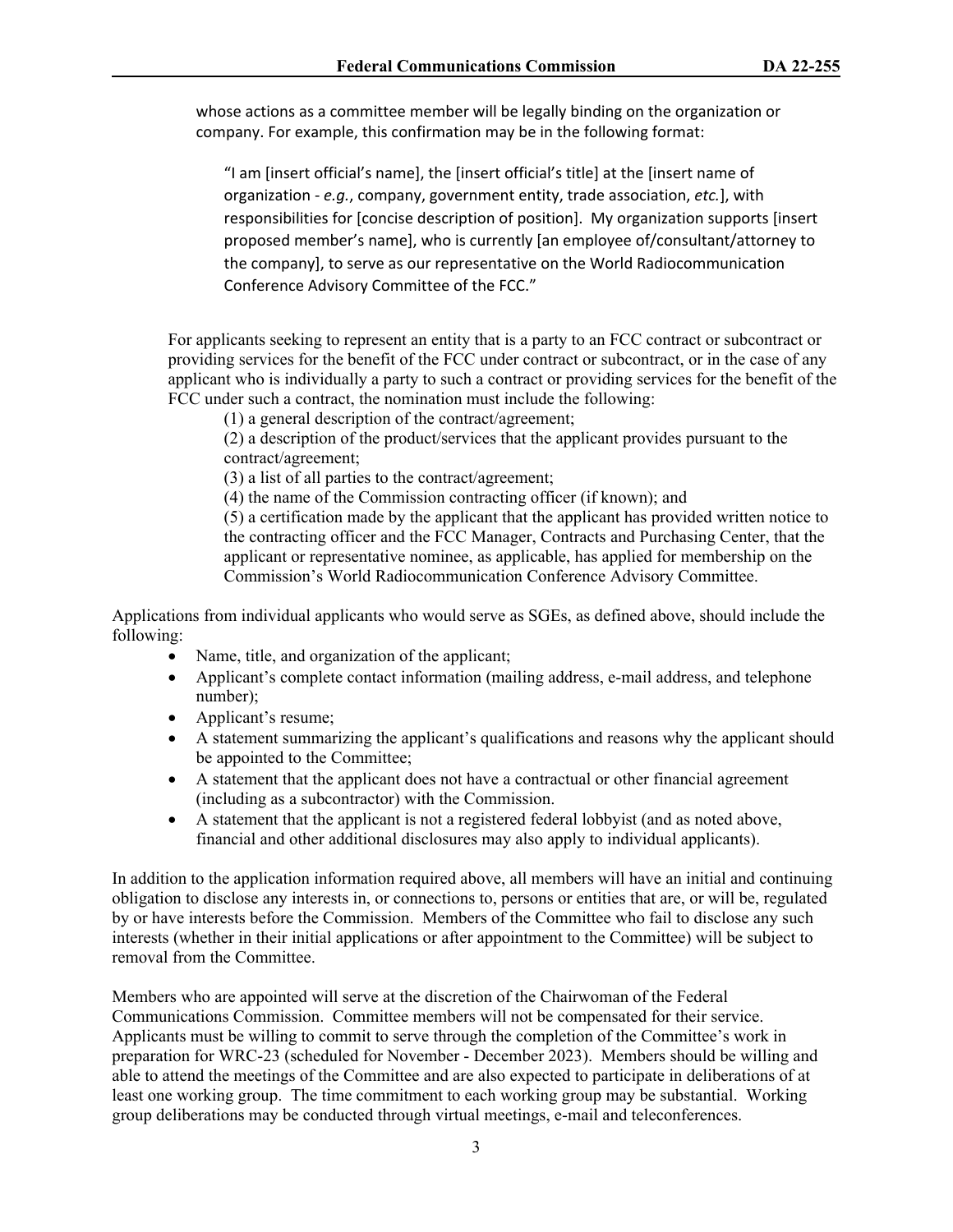whose actions as a committee member will be legally binding on the organization or company. For example, this confirmation may be in the following format:

> "I am [insert official's name], the [insert official's title] at the [insert name of organization - *e.g.*, company, government entity, trade association, *etc.*], with responsibilities for [concise description of position]. My organization supports [insert proposed member's name], who is currently [an employee of/consultant/attorney to the company], to serve as our representative on the World Radiocommunication Conference Advisory Committee of the FCC."

For applicants seeking to represent an entity that is a party to an FCC contract or subcontract or providing services for the benefit of the FCC under contract or subcontract, or in the case of any applicant who is individually a party to such a contract or providing services for the benefit of the FCC under such a contract, the nomination must include the following:

(1) a general description of the contract/agreement;
(2) a description of the product/services that the applicant provides pursuant to the contract/agreement;
(3) a list of all parties to the contract/agreement;
(4) the name of the Commission contracting officer (if known); and
(5) a certification made by the applicant that the applicant has provided written notice to the contracting officer and the FCC Manager, Contracts and Purchasing Center, that the applicant or representative nominee, as applicable, has applied for membership on the Commission's World Radiocommunication Conference Advisory Committee.

Applications from individual applicants who would serve as SGEs, as defined above, should include the following:

- Name, title, and organization of the applicant;
- Applicant's complete contact information (mailing address, e-mail address, and telephone number);
- Applicant's resume;
- A statement summarizing the applicant's qualifications and reasons why the applicant should be appointed to the Committee;
- A statement that the applicant does not have a contractual or other financial agreement (including as a subcontractor) with the Commission.
- A statement that the applicant is not a registered federal lobbyist (and as noted above, financial and other additional disclosures may also apply to individual applicants).

In addition to the application information required above, all members will have an initial and continuing obligation to disclose any interests in, or connections to, persons or entities that are, or will be, regulated by or have interests before the Commission. Members of the Committee who fail to disclose any such interests (whether in their initial applications or after appointment to the Committee) will be subject to removal from the Committee.

Members who are appointed will serve at the discretion of the Chairwoman of the Federal Communications Commission. Committee members will not be compensated for their service. Applicants must be willing to commit to serve through the completion of the Committee's work in preparation for WRC-23 (scheduled for November - December 2023). Members should be willing and able to attend the meetings of the Committee and are also expected to participate in deliberations of at least one working group. The time commitment to each working group may be substantial. Working group deliberations may be conducted through virtual meetings, e-mail and teleconferences.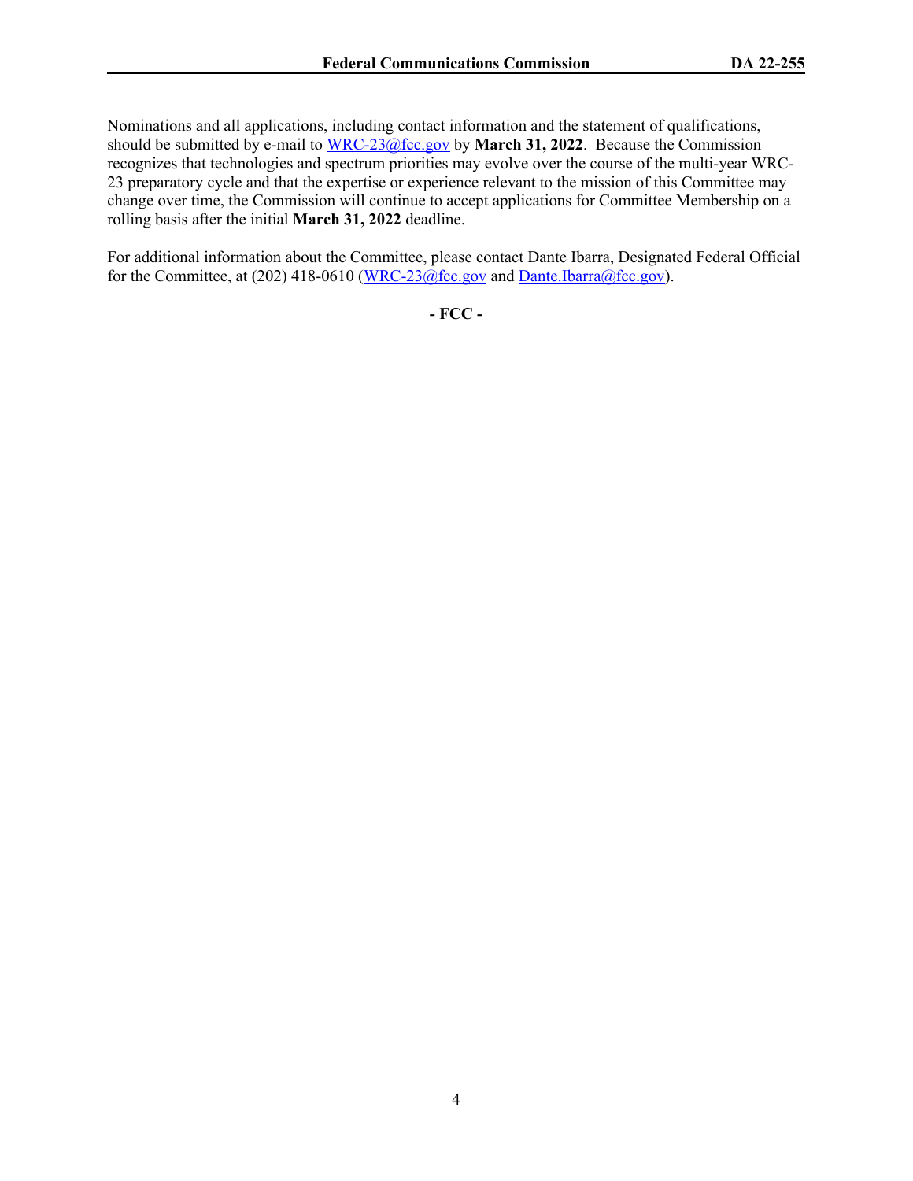Nominations and all applications, including contact information and the statement of qualifications, should be submitted by e-mail to WRC-23@fcc.gov by **March 31, 2022**. Because the Commission recognizes that technologies and spectrum priorities may evolve over the course of the multi-year WRC-23 preparatory cycle and that the expertise or experience relevant to the mission of this Committee may change over time, the Commission will continue to accept applications for Committee Membership on a rolling basis after the initial **March 31, 2022** deadline.

For additional information about the Committee, please contact Dante Ibarra, Designated Federal Official for the Committee, at (202) 418-0610 (WRC-23@fcc.gov and Dante.Ibarra@fcc.gov).

**- FCC -**